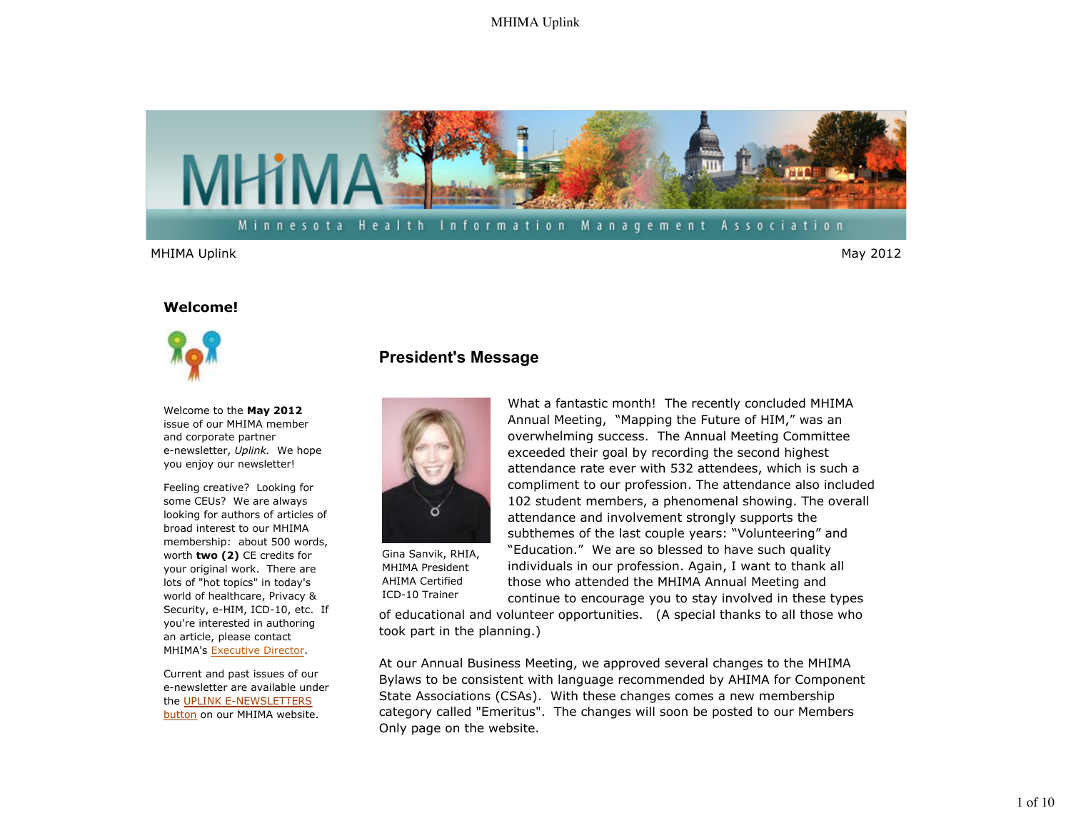MHIMA Uplink

May 2012

## Welcome!

Welcome to the **May 2012** issue of our MHIMA member and corporate partner e-newsletter, *Uplink.* We hope you enjoy our newsletter!

Feeling creative? Looking for some CEUs? We are always looking for authors of articles of broad interest to our MHIMA membership: about 500 words, worth **two (2)** CE credits for your original work. There are lots of "hot topics" in today's world of healthcare, Privacy & Security, e-HIM, ICD-10, etc. If you're interested in authoring an article, please contact MHIMA's Executive Director.

Current and past issues of our e-newsletter are available under the UPLINK E-NEWSLETTERS button on our MHIMA website.

## President's Message

Gina Sanvik, RHIA, MHIMA President AHIMA Certified ICD-10 Trainer

What a fantastic month! The recently concluded MHIMA Annual Meeting, "Mapping the Future of HIM," was an overwhelming success. The Annual Meeting Committee exceeded their goal by recording the second highest attendance rate ever with 532 attendees, which is such a compliment to our profession. The attendance also included 102 student members, a phenomenal showing. The overall attendance and involvement strongly supports the subthemes of the last couple years: "Volunteering" and "Education." We are so blessed to have such quality individuals in our profession. Again, I want to thank all those who attended the MHIMA Annual Meeting and continue to encourage you to stay involved in these types of educational and volunteer opportunities. (A special thanks to all those who took part in the planning.)

At our Annual Business Meeting, we approved several changes to the MHIMA Bylaws to be consistent with language recommended by AHIMA for Component State Associations (CSAs). With these changes comes a new membership category called "Emeritus". The changes will soon be posted to our Members Only page on the website.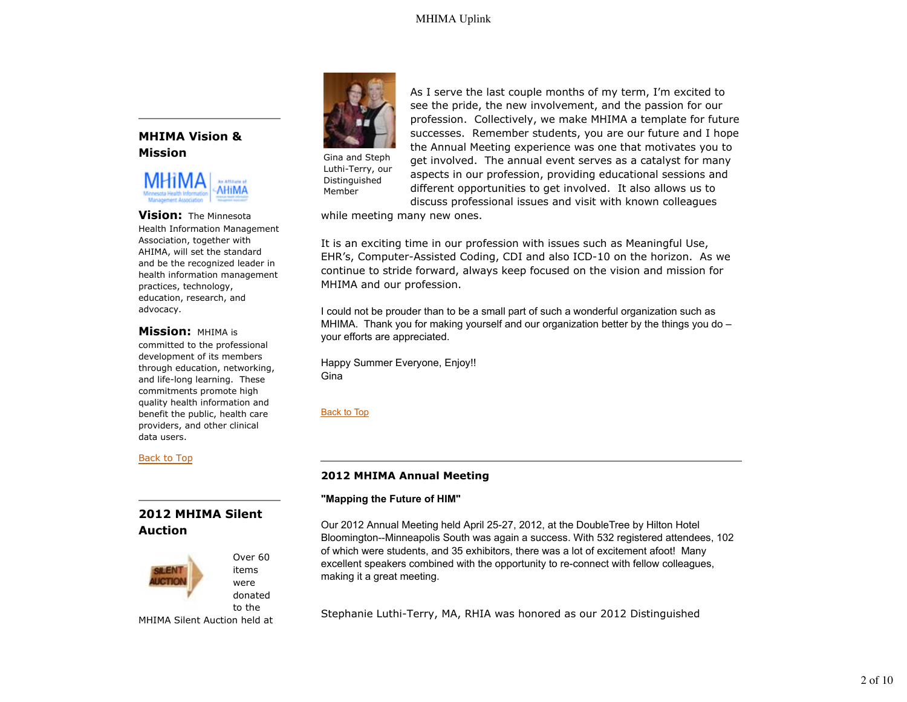## MHIMA Vision & Mission

**Vision:** The Minnesota Health Information Management Association, together with AHIMA, will set the standard and be the recognized leader in health information management practices, technology, education, research, and advocacy.

**Mission:** MHIMA is committed to the professional development of its members through education, networking, and life-long learning. These commitments promote high quality health information and benefit the public, health care providers, and other clinical data users.

Back to Top

## 2012 MHIMA Silent Auction

Over 60 items were donated to the MHIMA Silent Auction held at

Gina and Steph Luthi-Terry, our Distinguished Member

As I serve the last couple months of my term, I'm excited to see the pride, the new involvement, and the passion for our profession. Collectively, we make MHIMA a template for future successes. Remember students, you are our future and I hope the Annual Meeting experience was one that motivates you to get involved. The annual event serves as a catalyst for many aspects in our profession, providing educational sessions and different opportunities to get involved. It also allows us to discuss professional issues and visit with known colleagues while meeting many new ones.

It is an exciting time in our profession with issues such as Meaningful Use, EHR's, Computer-Assisted Coding, CDI and also ICD-10 on the horizon. As we continue to stride forward, always keep focused on the vision and mission for MHIMA and our profession.

I could not be prouder than to be a small part of such a wonderful organization such as MHIMA. Thank you for making yourself and our organization better by the things you do – your efforts are appreciated.

Happy Summer Everyone, Enjoy!!
Gina

Back to Top

## 2012 MHIMA Annual Meeting

**"Mapping the Future of HIM"**

Our 2012 Annual Meeting held April 25-27, 2012, at the DoubleTree by Hilton Hotel Bloomington--Minneapolis South was again a success. With 532 registered attendees, 102 of which were students, and 35 exhibitors, there was a lot of excitement afoot! Many excellent speakers combined with the opportunity to re-connect with fellow colleagues, making it a great meeting.

Stephanie Luthi-Terry, MA, RHIA was honored as our 2012 Distinguished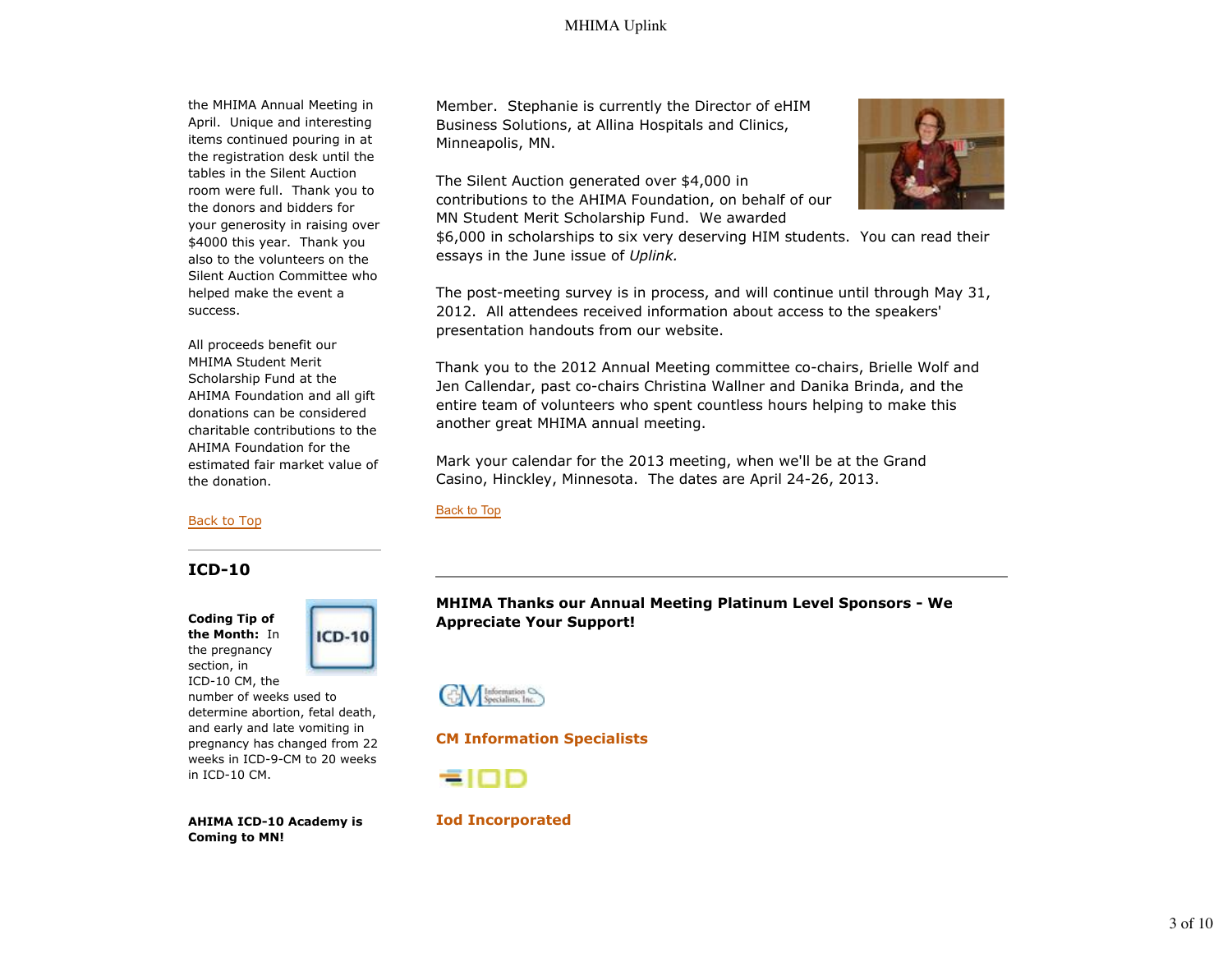the MHIMA Annual Meeting in April. Unique and interesting items continued pouring in at the registration desk until the tables in the Silent Auction room were full. Thank you to the donors and bidders for your generosity in raising over $4000 this year. Thank you also to the volunteers on the Silent Auction Committee who helped make the event a success.

All proceeds benefit our MHIMA Student Merit Scholarship Fund at the AHIMA Foundation and all gift donations can be considered charitable contributions to the AHIMA Foundation for the estimated fair market value of the donation.

Back to Top

---

## ICD-10

**Coding Tip of the Month:** In the pregnancy section, in ICD-10 CM, the number of weeks used to determine abortion, fetal death, and early and late vomiting in pregnancy has changed from 22 weeks in ICD-9-CM to 20 weeks in ICD-10 CM.

**AHIMA ICD-10 Academy is Coming to MN!**

Member. Stephanie is currently the Director of eHIM Business Solutions, at Allina Hospitals and Clinics, Minneapolis, MN.

The Silent Auction generated over $4,000 in contributions to the AHIMA Foundation, on behalf of our MN Student Merit Scholarship Fund. We awarded $6,000 in scholarships to six very deserving HIM students. You can read their essays in the June issue of *Uplink.*

The post-meeting survey is in process, and will continue until through May 31, 2012. All attendees received information about access to the speakers' presentation handouts from our website.

Thank you to the 2012 Annual Meeting committee co-chairs, Brielle Wolf and Jen Callendar, past co-chairs Christina Wallner and Danika Brinda, and the entire team of volunteers who spent countless hours helping to make this another great MHIMA annual meeting.

Mark your calendar for the 2013 meeting, when we'll be at the Grand Casino, Hinckley, Minnesota. The dates are April 24-26, 2013.

Back to Top

---

**MHIMA Thanks our Annual Meeting Platinum Level Sponsors - We Appreciate Your Support!**

**CM Information Specialists**

**Iod Incorporated**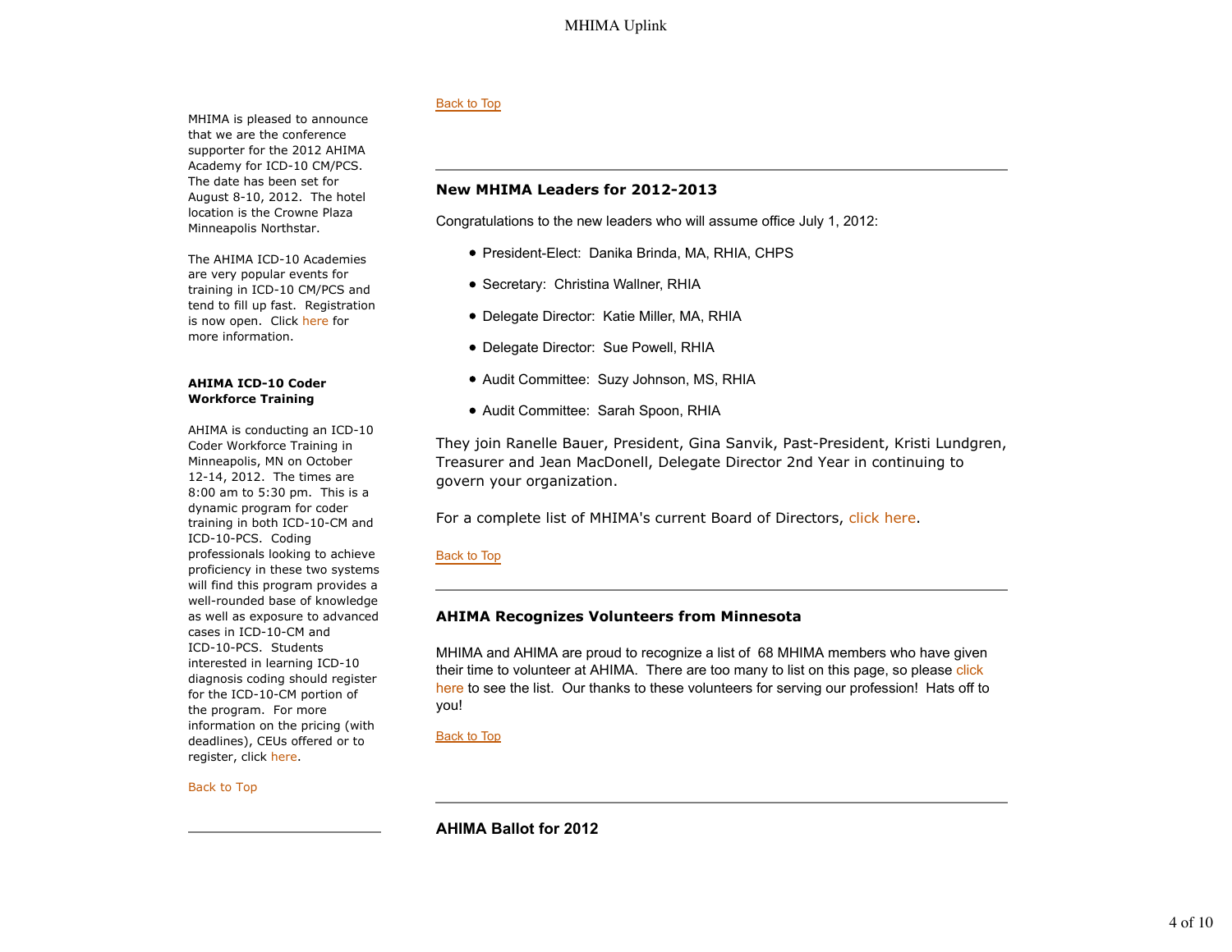MHIMA is pleased to announce that we are the conference supporter for the 2012 AHIMA Academy for ICD-10 CM/PCS. The date has been set for August 8-10, 2012. The hotel location is the Crowne Plaza Minneapolis Northstar.

The AHIMA ICD-10 Academies are very popular events for training in ICD-10 CM/PCS and tend to fill up fast. Registration is now open. Click here for more information.

**AHIMA ICD-10 Coder Workforce Training**

AHIMA is conducting an ICD-10 Coder Workforce Training in Minneapolis, MN on October 12-14, 2012. The times are 8:00 am to 5:30 pm. This is a dynamic program for coder training in both ICD-10-CM and ICD-10-PCS. Coding professionals looking to achieve proficiency in these two systems will find this program provides a well-rounded base of knowledge as well as exposure to advanced cases in ICD-10-CM and ICD-10-PCS. Students interested in learning ICD-10 diagnosis coding should register for the ICD-10-CM portion of the program. For more information on the pricing (with deadlines), CEUs offered or to register, click here.

Back to Top

---

Back to Top

---

**New MHIMA Leaders for 2012-2013**

Congratulations to the new leaders who will assume office July 1, 2012:

- President-Elect: Danika Brinda, MA, RHIA, CHPS
- Secretary: Christina Wallner, RHIA
- Delegate Director: Katie Miller, MA, RHIA
- Delegate Director: Sue Powell, RHIA
- Audit Committee: Suzy Johnson, MS, RHIA
- Audit Committee: Sarah Spoon, RHIA

They join Ranelle Bauer, President, Gina Sanvik, Past-President, Kristi Lundgren, Treasurer and Jean MacDonell, Delegate Director 2nd Year in continuing to govern your organization.

For a complete list of MHIMA's current Board of Directors, click here.

Back to Top

---

**AHIMA Recognizes Volunteers from Minnesota**

MHIMA and AHIMA are proud to recognize a list of 68 MHIMA members who have given their time to volunteer at AHIMA. There are too many to list on this page, so please click here to see the list. Our thanks to these volunteers for serving our profession! Hats off to you!

Back to Top

---

**AHIMA Ballot for 2012**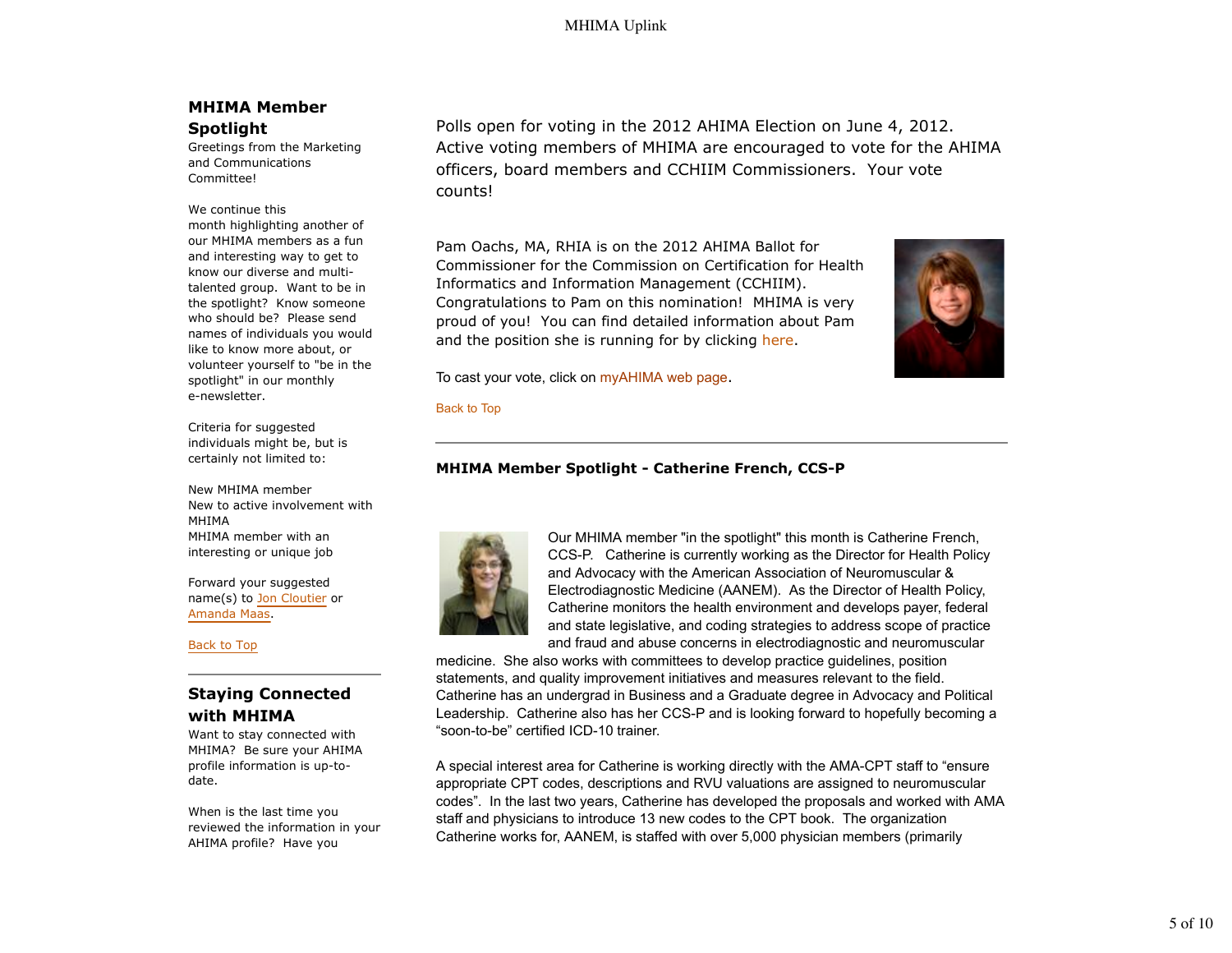## MHIMA Member Spotlight

Greetings from the Marketing and Communications Committee!

We continue this month highlighting another of our MHIMA members as a fun and interesting way to get to know our diverse and multi-talented group. Want to be in the spotlight? Know someone who should be? Please send names of individuals you would like to know more about, or volunteer yourself to "be in the spotlight" in our monthly e-newsletter.

Criteria for suggested individuals might be, but is certainly not limited to:

New MHIMA member
New to active involvement with MHIMA
MHIMA member with an interesting or unique job

Forward your suggested name(s) to Jon Cloutier or Amanda Maas.

Back to Top

## Staying Connected with MHIMA

Want to stay connected with MHIMA? Be sure your AHIMA profile information is up-to-date.

When is the last time you reviewed the information in your AHIMA profile? Have you

Polls open for voting in the 2012 AHIMA Election on June 4, 2012. Active voting members of MHIMA are encouraged to vote for the AHIMA officers, board members and CCHIIM Commissioners. Your vote counts!

Pam Oachs, MA, RHIA is on the 2012 AHIMA Ballot for Commissioner for the Commission on Certification for Health Informatics and Information Management (CCHIIM). Congratulations to Pam on this nomination! MHIMA is very proud of you! You can find detailed information about Pam and the position she is running for by clicking here.

To cast your vote, click on myAHIMA web page.

Back to Top

---

**MHIMA Member Spotlight - Catherine French, CCS-P**

Our MHIMA member "in the spotlight" this month is Catherine French, CCS-P. Catherine is currently working as the Director for Health Policy and Advocacy with the American Association of Neuromuscular & Electrodiagnostic Medicine (AANEM). As the Director of Health Policy, Catherine monitors the health environment and develops payer, federal and state legislative, and coding strategies to address scope of practice and fraud and abuse concerns in electrodiagnostic and neuromuscular medicine. She also works with committees to develop practice guidelines, position statements, and quality improvement initiatives and measures relevant to the field. Catherine has an undergrad in Business and a Graduate degree in Advocacy and Political Leadership. Catherine also has her CCS-P and is looking forward to hopefully becoming a "soon-to-be" certified ICD-10 trainer.

A special interest area for Catherine is working directly with the AMA-CPT staff to "ensure appropriate CPT codes, descriptions and RVU valuations are assigned to neuromuscular codes". In the last two years, Catherine has developed the proposals and worked with AMA staff and physicians to introduce 13 new codes to the CPT book. The organization Catherine works for, AANEM, is staffed with over 5,000 physician members (primarily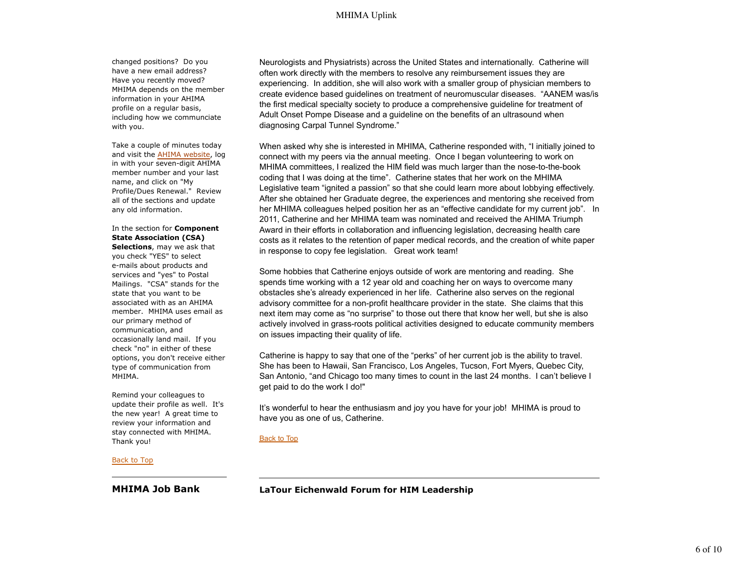changed positions? Do you have a new email address? Have you recently moved? MHIMA depends on the member information in your AHIMA profile on a regular basis, including how we communciate with you.

Take a couple of minutes today and visit the AHIMA website, log in with your seven-digit AHIMA member number and your last name, and click on "My Profile/Dues Renewal." Review all of the sections and update any old information.

In the section for **Component State Association (CSA) Selections**, may we ask that you check "YES" to select e-mails about products and services and "yes" to Postal Mailings. "CSA" stands for the state that you want to be associated with as an AHIMA member. MHIMA uses email as our primary method of communication, and occasionally land mail. If you check "no" in either of these options, you don't receive either type of communication from MHIMA.

Remind your colleagues to update their profile as well. It's the new year! A great time to review your information and stay connected with MHIMA. Thank you!

Back to Top

## MHIMA Job Bank

Neurologists and Physiatrists) across the United States and internationally. Catherine will often work directly with the members to resolve any reimbursement issues they are experiencing. In addition, she will also work with a smaller group of physician members to create evidence based guidelines on treatment of neuromuscular diseases. "AANEM was/is the first medical specialty society to produce a comprehensive guideline for treatment of Adult Onset Pompe Disease and a guideline on the benefits of an ultrasound when diagnosing Carpal Tunnel Syndrome."

When asked why she is interested in MHIMA, Catherine responded with, "I initially joined to connect with my peers via the annual meeting. Once I began volunteering to work on MHIMA committees, I realized the HIM field was much larger than the nose-to-the-book coding that I was doing at the time". Catherine states that her work on the MHIMA Legislative team "ignited a passion" so that she could learn more about lobbying effectively. After she obtained her Graduate degree, the experiences and mentoring she received from her MHIMA colleagues helped position her as an "effective candidate for my current job". In 2011, Catherine and her MHIMA team was nominated and received the AHIMA Triumph Award in their efforts in collaboration and influencing legislation, decreasing health care costs as it relates to the retention of paper medical records, and the creation of white paper in response to copy fee legislation. Great work team!

Some hobbies that Catherine enjoys outside of work are mentoring and reading. She spends time working with a 12 year old and coaching her on ways to overcome many obstacles she's already experienced in her life. Catherine also serves on the regional advisory committee for a non-profit healthcare provider in the state. She claims that this next item may come as "no surprise" to those out there that know her well, but she is also actively involved in grass-roots political activities designed to educate community members on issues impacting their quality of life.

Catherine is happy to say that one of the "perks" of her current job is the ability to travel. She has been to Hawaii, San Francisco, Los Angeles, Tucson, Fort Myers, Quebec City, San Antonio, "and Chicago too many times to count in the last 24 months. I can't believe I get paid to do the work I do!"

It's wonderful to hear the enthusiasm and joy you have for your job! MHIMA is proud to have you as one of us, Catherine.

Back to Top

## LaTour Eichenwald Forum for HIM Leadership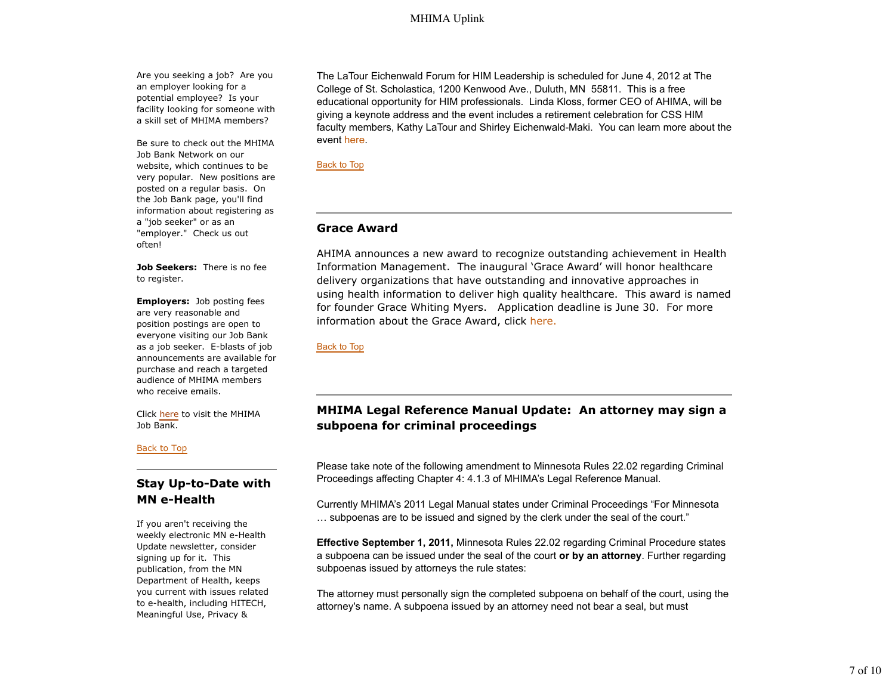Are you seeking a job? Are you an employer looking for a potential employee? Is your facility looking for someone with a skill set of MHIMA members?

Be sure to check out the MHIMA Job Bank Network on our website, which continues to be very popular. New positions are posted on a regular basis. On the Job Bank page, you'll find information about registering as a "job seeker" or as an "employer." Check us out often!

**Job Seekers:** There is no fee to register.

**Employers:** Job posting fees are very reasonable and position postings are open to everyone visiting our Job Bank as a job seeker. E-blasts of job announcements are available for purchase and reach a targeted audience of MHIMA members who receive emails.

Click here to visit the MHIMA Job Bank.

Back to Top

## Stay Up-to-Date with MN e-Health

If you aren't receiving the weekly electronic MN e-Health Update newsletter, consider signing up for it. This publication, from the MN Department of Health, keeps you current with issues related to e-health, including HITECH, Meaningful Use, Privacy &

The LaTour Eichenwald Forum for HIM Leadership is scheduled for June 4, 2012 at The College of St. Scholastica, 1200 Kenwood Ave., Duluth, MN 55811. This is a free educational opportunity for HIM professionals. Linda Kloss, former CEO of AHIMA, will be giving a keynote address and the event includes a retirement celebration for CSS HIM faculty members, Kathy LaTour and Shirley Eichenwald-Maki. You can learn more about the event here.

Back to Top

## Grace Award

AHIMA announces a new award to recognize outstanding achievement in Health Information Management. The inaugural 'Grace Award' will honor healthcare delivery organizations that have outstanding and innovative approaches in using health information to deliver high quality healthcare. This award is named for founder Grace Whiting Myers. Application deadline is June 30. For more information about the Grace Award, click here.

Back to Top

## MHIMA Legal Reference Manual Update: An attorney may sign a subpoena for criminal proceedings

Please take note of the following amendment to Minnesota Rules 22.02 regarding Criminal Proceedings affecting Chapter 4: 4.1.3 of MHIMA's Legal Reference Manual.

Currently MHIMA's 2011 Legal Manual states under Criminal Proceedings "For Minnesota … subpoenas are to be issued and signed by the clerk under the seal of the court."

**Effective September 1, 2011,** Minnesota Rules 22.02 regarding Criminal Procedure states a subpoena can be issued under the seal of the court **or by an attorney**. Further regarding subpoenas issued by attorneys the rule states:

The attorney must personally sign the completed subpoena on behalf of the court, using the attorney's name. A subpoena issued by an attorney need not bear a seal, but must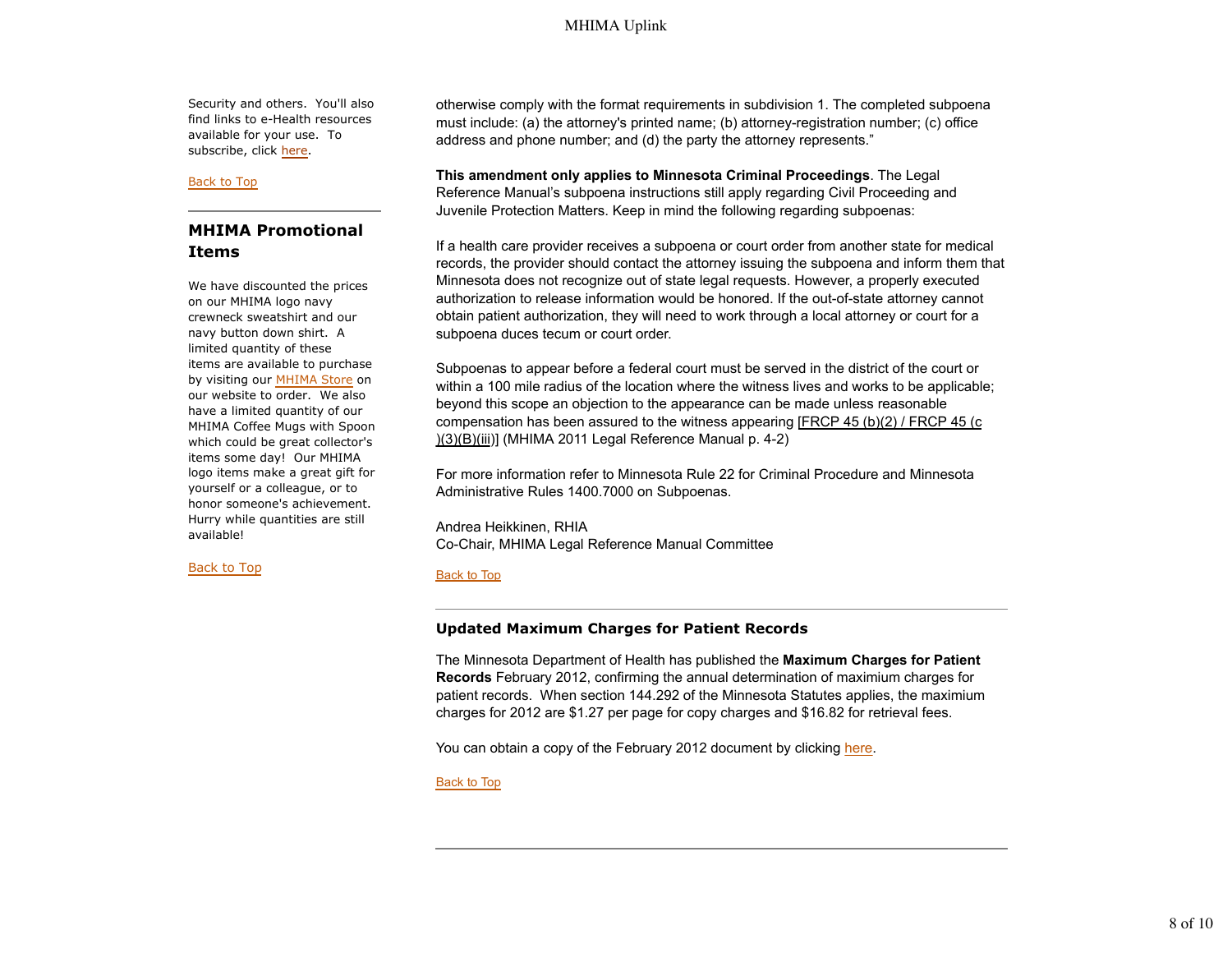Security and others. You'll also find links to e-Health resources available for your use. To subscribe, click here.

Back to Top

## MHIMA Promotional Items

We have discounted the prices on our MHIMA logo navy crewneck sweatshirt and our navy button down shirt. A limited quantity of these items are available to purchase by visiting our MHIMA Store on our website to order. We also have a limited quantity of our MHIMA Coffee Mugs with Spoon which could be great collector's items some day! Our MHIMA logo items make a great gift for yourself or a colleague, or to honor someone's achievement. Hurry while quantities are still available!

Back to Top

otherwise comply with the format requirements in subdivision 1. The completed subpoena must include: (a) the attorney's printed name; (b) attorney-registration number; (c) office address and phone number; and (d) the party the attorney represents."

**This amendment only applies to Minnesota Criminal Proceedings**. The Legal Reference Manual's subpoena instructions still apply regarding Civil Proceeding and Juvenile Protection Matters. Keep in mind the following regarding subpoenas:

If a health care provider receives a subpoena or court order from another state for medical records, the provider should contact the attorney issuing the subpoena and inform them that Minnesota does not recognize out of state legal requests. However, a properly executed authorization to release information would be honored. If the out-of-state attorney cannot obtain patient authorization, they will need to work through a local attorney or court for a subpoena duces tecum or court order.

Subpoenas to appear before a federal court must be served in the district of the court or within a 100 mile radius of the location where the witness lives and works to be applicable; beyond this scope an objection to the appearance can be made unless reasonable compensation has been assured to the witness appearing [FRCP 45 (b)(2) / FRCP 45 (c)(3)(B)(iii)] (MHIMA 2011 Legal Reference Manual p. 4-2)

For more information refer to Minnesota Rule 22 for Criminal Procedure and Minnesota Administrative Rules 1400.7000 on Subpoenas.

Andrea Heikkinen, RHIA
Co-Chair, MHIMA Legal Reference Manual Committee

Back to Top

### Updated Maximum Charges for Patient Records

The Minnesota Department of Health has published the **Maximum Charges for Patient Records** February 2012, confirming the annual determination of maximium charges for patient records. When section 144.292 of the Minnesota Statutes applies, the maximium charges for 2012 are $1.27 per page for copy charges and $16.82 for retrieval fees.

You can obtain a copy of the February 2012 document by clicking here.

Back to Top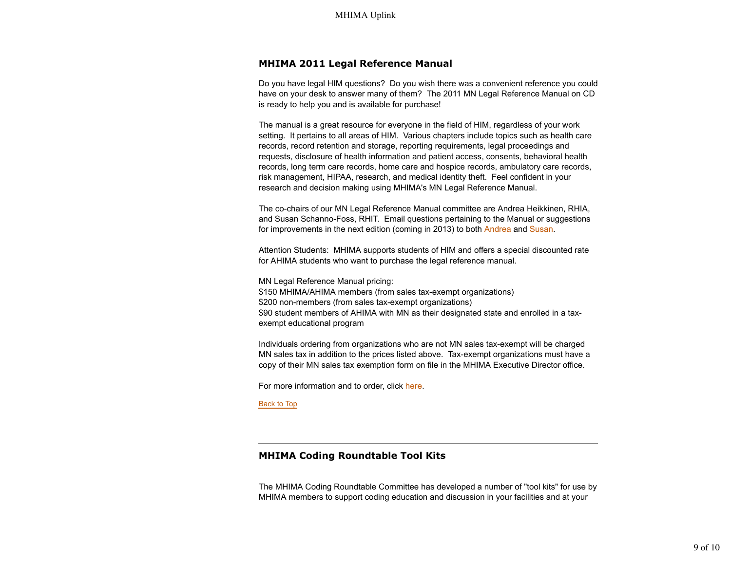## MHIMA 2011 Legal Reference Manual

Do you have legal HIM questions? Do you wish there was a convenient reference you could have on your desk to answer many of them? The 2011 MN Legal Reference Manual on CD is ready to help you and is available for purchase!

The manual is a great resource for everyone in the field of HIM, regardless of your work setting. It pertains to all areas of HIM. Various chapters include topics such as health care records, record retention and storage, reporting requirements, legal proceedings and requests, disclosure of health information and patient access, consents, behavioral health records, long term care records, home care and hospice records, ambulatory care records, risk management, HIPAA, research, and medical identity theft. Feel confident in your research and decision making using MHIMA's MN Legal Reference Manual.

The co-chairs of our MN Legal Reference Manual committee are Andrea Heikkinen, RHIA, and Susan Schanno-Foss, RHIT. Email questions pertaining to the Manual or suggestions for improvements in the next edition (coming in 2013) to both Andrea and Susan.

Attention Students: MHIMA supports students of HIM and offers a special discounted rate for AHIMA students who want to purchase the legal reference manual.

MN Legal Reference Manual pricing:
$150 MHIMA/AHIMA members (from sales tax-exempt organizations)
$200 non-members (from sales tax-exempt organizations)
$90 student members of AHIMA with MN as their designated state and enrolled in a tax-exempt educational program

Individuals ordering from organizations who are not MN sales tax-exempt will be charged MN sales tax in addition to the prices listed above. Tax-exempt organizations must have a copy of their MN sales tax exemption form on file in the MHIMA Executive Director office.

For more information and to order, click here.

Back to Top

---

## MHIMA Coding Roundtable Tool Kits

The MHIMA Coding Roundtable Committee has developed a number of "tool kits" for use by MHIMA members to support coding education and discussion in your facilities and at your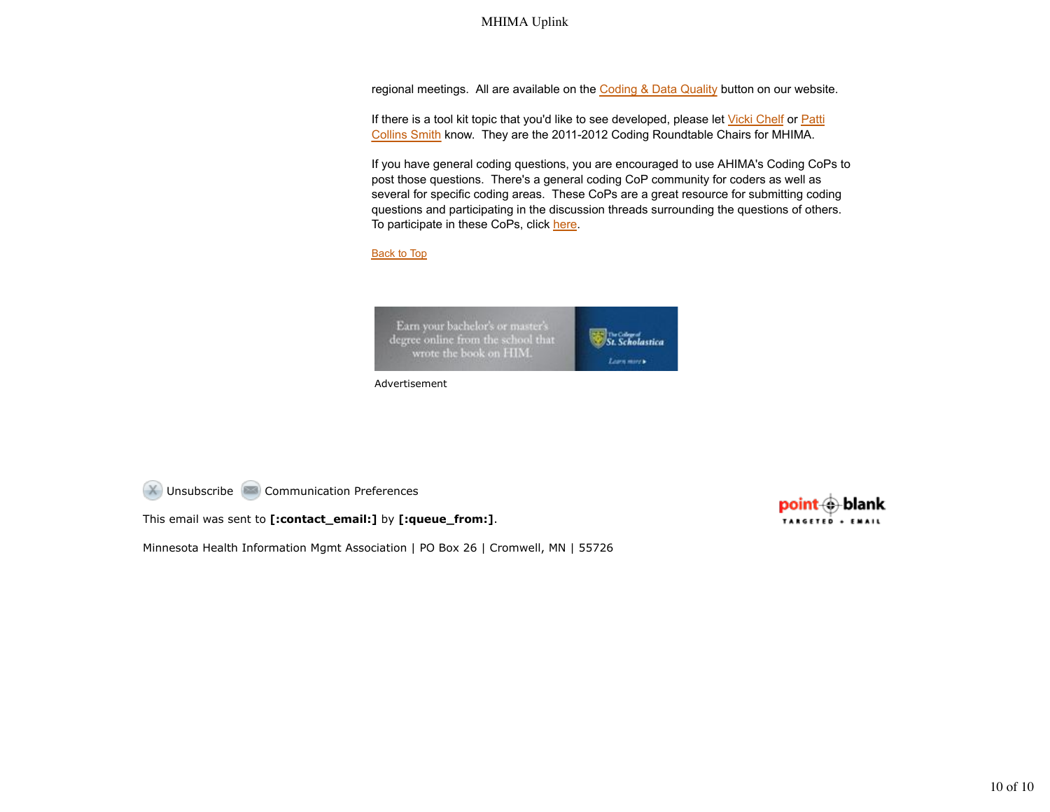regional meetings. All are available on the Coding & Data Quality button on our website.

If there is a tool kit topic that you'd like to see developed, please let Vicki Chelf or Patti Collins Smith know. They are the 2011-2012 Coding Roundtable Chairs for MHIMA.

If you have general coding questions, you are encouraged to use AHIMA's Coding CoPs to post those questions. There's a general coding CoP community for coders as well as several for specific coding areas. These CoPs are a great resource for submitting coding questions and participating in the discussion threads surrounding the questions of others. To participate in these CoPs, click here.

Back to Top

Earn your bachelor's or master's degree online from the school that wrote the book on HIM.

The College of St. Scholastica

Learn more ▸

Advertisement

Unsubscribe Communication Preferences

This email was sent to **[:contact_email:]** by **[:queue_from:]**.

Minnesota Health Information Mgmt Association | PO Box 26 | Cromwell, MN | 55726

point blank TARGETED • EMAIL